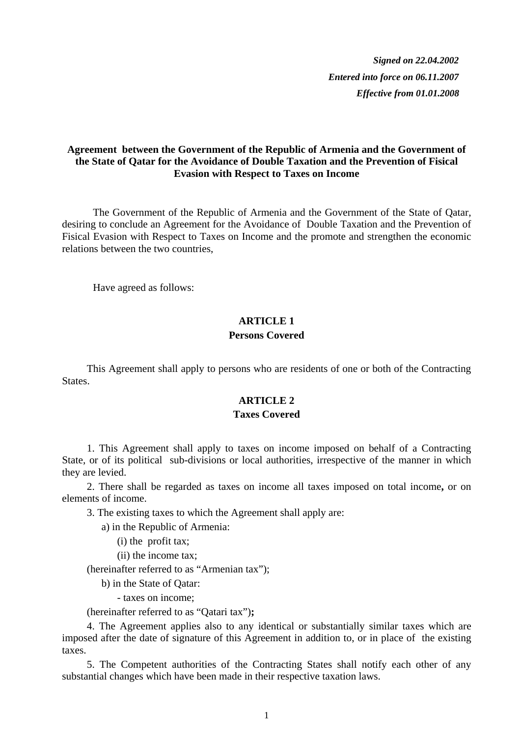***Signed on 22.04.2002***

***Entered into force on 06.11.2007***

***Effective from 01.01.2008***

# Agreement between the Government of the Republic of Armenia and the Government of the State of Qatar for the Avoidance of Double Taxation and the Prevention of Fisical Evasion with Respect to Taxes on Income

The Government of the Republic of Armenia and the Government of the State of Qatar, desiring to conclude an Agreement for the Avoidance of Double Taxation and the Prevention of Fisical Evasion with Respect to Taxes on Income and the promote and strengthen the economic relations between the two countries,

Have agreed as follows:

## ARTICLE 1
## Persons Covered

This Agreement shall apply to persons who are residents of one or both of the Contracting States.

## ARTICLE 2
## Taxes Covered

1. This Agreement shall apply to taxes on income imposed on behalf of a Contracting State, or of its political sub-divisions or local authorities, irrespective of the manner in which they are levied.

2. There shall be regarded as taxes on income all taxes imposed on total income**,** or on elements of income.

3. The existing taxes to which the Agreement shall apply are:

a) in the Republic of Armenia:

(i) the profit tax;

(ii) the income tax;

(hereinafter referred to as "Armenian tax");

b) in the State of Qatar:

- taxes on income;

(hereinafter referred to as "Qatari tax")**;**

4. The Agreement applies also to any identical or substantially similar taxes which are imposed after the date of signature of this Agreement in addition to, or in place of the existing taxes.

5. The Competent authorities of the Contracting States shall notify each other of any substantial changes which have been made in their respective taxation laws.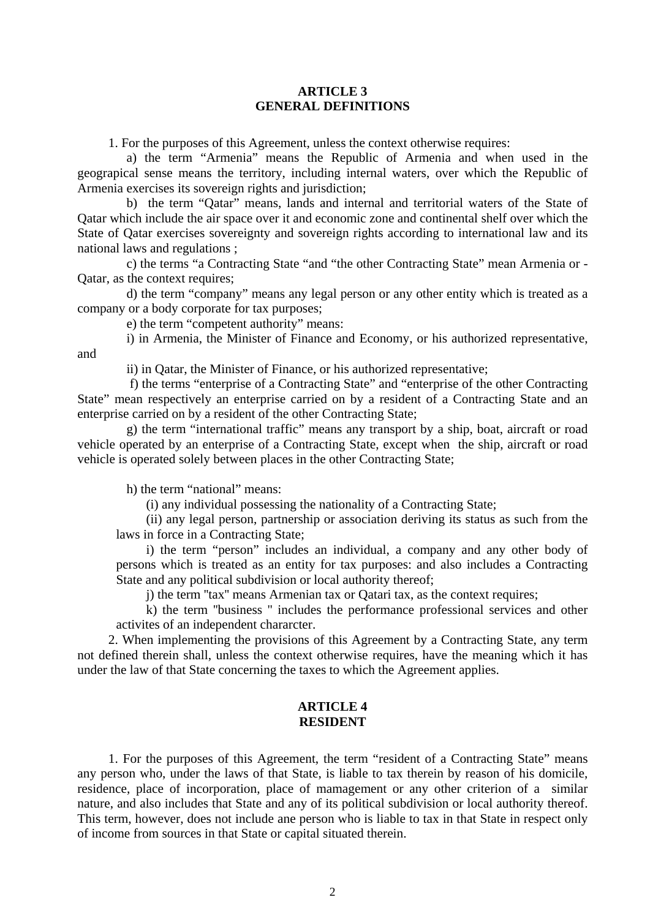## ARTICLE 3
## GENERAL DEFINITIONS

1. For the purposes of this Agreement, unless the context otherwise requires:

a) the term “Armenia” means the Republic of Armenia and when used in the geograpical sense means the territory, including internal waters, over which the Republic of Armenia exercises its sovereign rights and jurisdiction;

b) the term “Qatar” means, lands and internal and territorial waters of the State of Qatar which include the air space over it and economic zone and continental shelf over which the State of Qatar exercises sovereignty and sovereign rights according to international law and its national laws and regulations ;

c) the terms “a Contracting State “and “the other Contracting State” mean Armenia or - Qatar, as the context requires;

d) the term “company” means any legal person or any other entity which is treated as a company or a body corporate for tax purposes;

e) the term “competent authority” means:

i) in Armenia, the Minister of Finance and Economy, or his authorized representative, and

ii) in Qatar, the Minister of Finance, or his authorized representative;

f) the terms “enterprise of a Contracting State” and “enterprise of the other Contracting State” mean respectively an enterprise carried on by a resident of a Contracting State and an enterprise carried on by a resident of the other Contracting State;

g) the term “international traffic” means any transport by a ship, boat, aircraft or road vehicle operated by an enterprise of a Contracting State, except when the ship, aircraft or road vehicle is operated solely between places in the other Contracting State;

h) the term “national” means:

(i) any individual possessing the nationality of a Contracting State;

(ii) any legal person, partnership or association deriving its status as such from the laws in force in a Contracting State;

i) the term “person” includes an individual, a company and any other body of persons which is treated as an entity for tax purposes: and also includes a Contracting State and any political subdivision or local authority thereof;

j) the term "tax" means Armenian tax or Qatari tax, as the context requires;

k) the term "business " includes the performance professional services and other activites of an independent chararcter.

2. When implementing the provisions of this Agreement by a Contracting State, any term not defined therein shall, unless the context otherwise requires, have the meaning which it has under the law of that State concerning the taxes to which the Agreement applies.

## ARTICLE 4
## RESIDENT

1. For the purposes of this Agreement, the term “resident of a Contracting State” means any person who, under the laws of that State, is liable to tax therein by reason of his domicile, residence, place of incorporation, place of mamagement or any other criterion of a similar nature, and also includes that State and any of its political subdivision or local authority thereof. This term, however, does not include ane person who is liable to tax in that State in respect only of income from sources in that State or capital situated therein.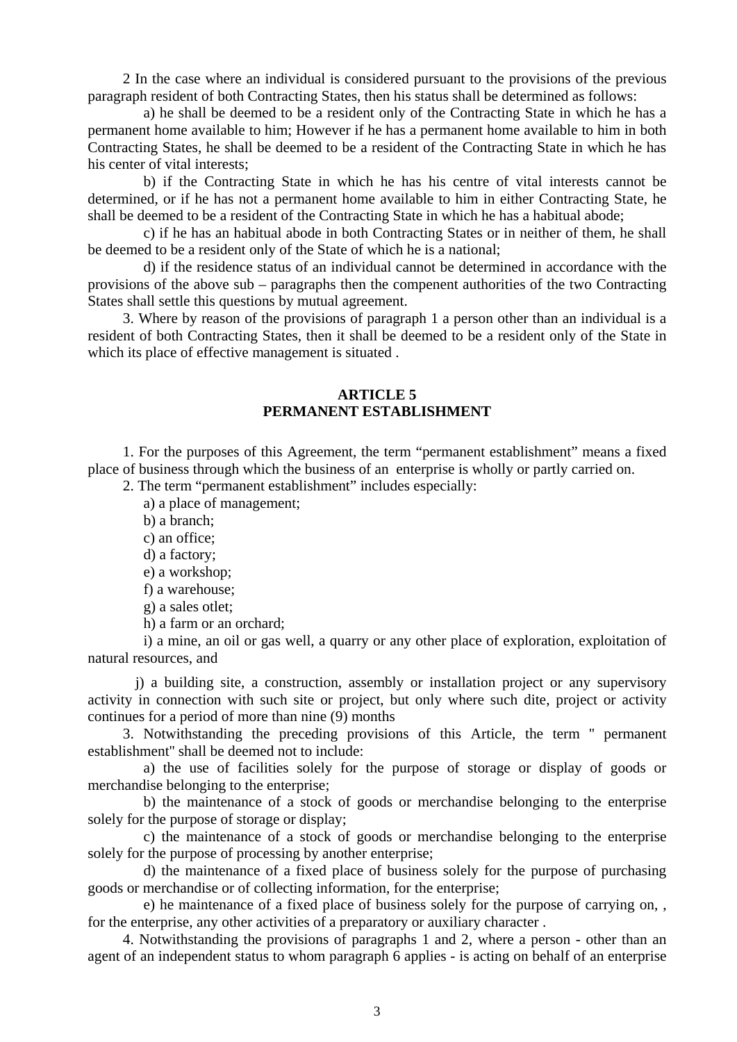2 In the case where an individual is considered pursuant to the provisions of the previous paragraph resident of both Contracting States, then his status shall be determined as follows:

a) he shall be deemed to be a resident only of the Contracting State in which he has a permanent home available to him; However if he has a permanent home available to him in both Contracting States, he shall be deemed to be a resident of the Contracting State in which he has his center of vital interests;

b) if the Contracting State in which he has his centre of vital interests cannot be determined, or if he has not a permanent home available to him in either Contracting State, he shall be deemed to be a resident of the Contracting State in which he has a habitual abode;

c) if he has an habitual abode in both Contracting States or in neither of them, he shall be deemed to be a resident only of the State of which he is a national;

d) if the residence status of an individual cannot be determined in accordance with the provisions of the above sub – paragraphs then the compenent authorities of the two Contracting States shall settle this questions by mutual agreement.

3. Where by reason of the provisions of paragraph 1 a person other than an individual is a resident of both Contracting States, then it shall be deemed to be a resident only of the State in which its place of effective management is situated .

## ARTICLE 5
## PERMANENT ESTABLISHMENT

1. For the purposes of this Agreement, the term “permanent establishment” means a fixed place of business through which the business of an enterprise is wholly or partly carried on.

2. The term “permanent establishment” includes especially:

a) a place of management;

b) a branch;

c) an office;

d) a factory;

e) a workshop;

f) a warehouse;

g) a sales otlet;

h) a farm or an orchard;

i) a mine, an oil or gas well, a quarry or any other place of exploration, exploitation of natural resources, and

j) a building site, a construction, assembly or installation project or any supervisory activity in connection with such site or project, but only where such dite, project or activity continues for a period of more than nine (9) months

3. Notwithstanding the preceding provisions of this Article, the term " permanent establishment" shall be deemed not to include:

a) the use of facilities solely for the purpose of storage or display of goods or merchandise belonging to the enterprise;

b) the maintenance of a stock of goods or merchandise belonging to the enterprise solely for the purpose of storage or display;

c) the maintenance of a stock of goods or merchandise belonging to the enterprise solely for the purpose of processing by another enterprise;

d) the maintenance of a fixed place of business solely for the purpose of purchasing goods or merchandise or of collecting information, for the enterprise;

e) he maintenance of a fixed place of business solely for the purpose of carrying on, , for the enterprise, any other activities of a preparatory or auxiliary character .

4. Notwithstanding the provisions of paragraphs 1 and 2, where a person - other than an agent of an independent status to whom paragraph 6 applies - is acting on behalf of an enterprise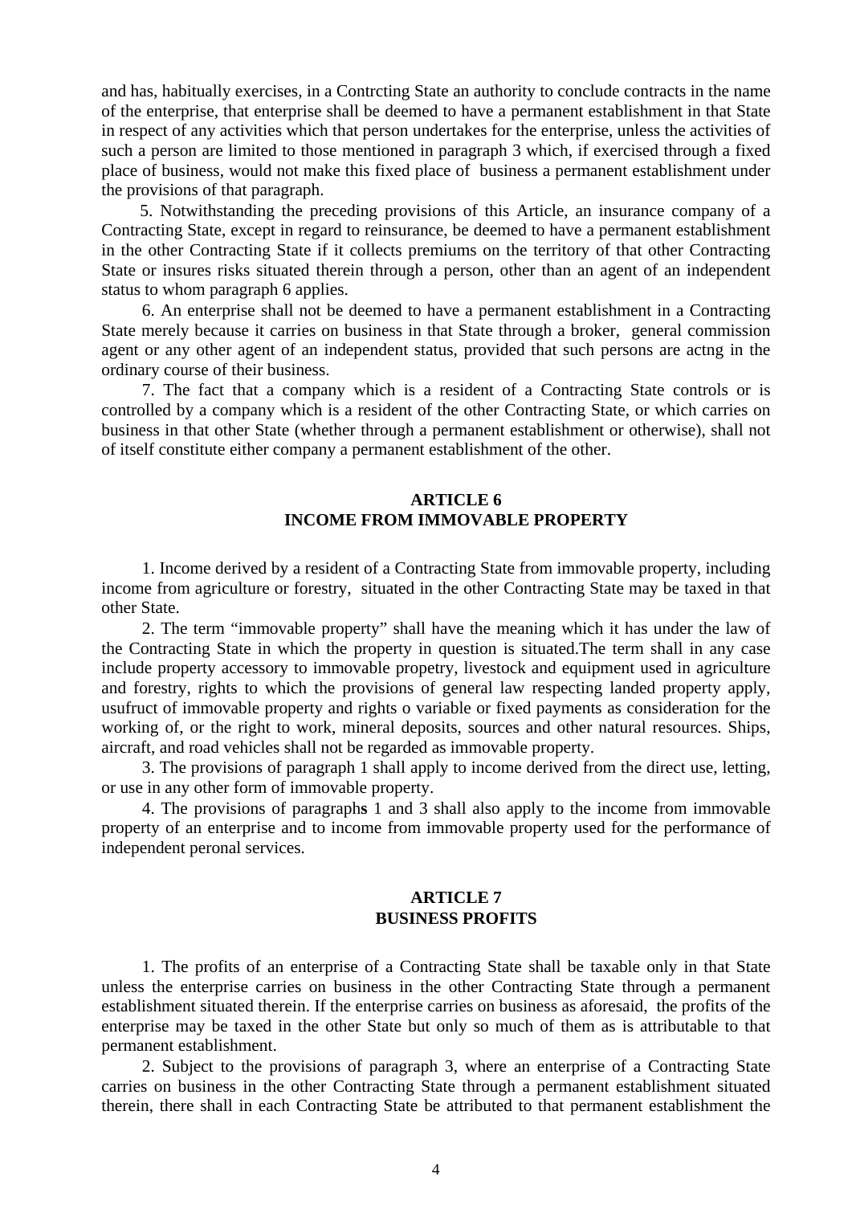and has, habitually exercises, in a Contrcting State an authority to conclude contracts in the name of the enterprise, that enterprise shall be deemed to have a permanent establishment in that State in respect of any activities which that person undertakes for the enterprise, unless the activities of such a person are limited to those mentioned in paragraph 3 which, if exercised through a fixed place of business, would not make this fixed place of business a permanent establishment under the provisions of that paragraph.

5. Notwithstanding the preceding provisions of this Article, an insurance company of a Contracting State, except in regard to reinsurance, be deemed to have a permanent establishment in the other Contracting State if it collects premiums on the territory of that other Contracting State or insures risks situated therein through a person, other than an agent of an independent status to whom paragraph 6 applies.

6. An enterprise shall not be deemed to have a permanent establishment in a Contracting State merely because it carries on business in that State through a broker, general commission agent or any other agent of an independent status, provided that such persons are actng in the ordinary course of their business.

7. The fact that a company which is a resident of a Contracting State controls or is controlled by a company which is a resident of the other Contracting State, or which carries on business in that other State (whether through a permanent establishment or otherwise), shall not of itself constitute either company a permanent establishment of the other.

## ARTICLE 6
## INCOME FROM IMMOVABLE PROPERTY

1. Income derived by a resident of a Contracting State from immovable property, including income from agriculture or forestry, situated in the other Contracting State may be taxed in that other State.

2. The term “immovable property” shall have the meaning which it has under the law of the Contracting State in which the property in question is situated.The term shall in any case include property accessory to immovable propetry, livestock and equipment used in agriculture and forestry, rights to which the provisions of general law respecting landed property apply, usufruct of immovable property and rights o variable or fixed payments as consideration for the working of, or the right to work, mineral deposits, sources and other natural resources. Ships, aircraft, and road vehicles shall not be regarded as immovable property.

3. The provisions of paragraph 1 shall apply to income derived from the direct use, letting, or use in any other form of immovable property.

4. The provisions of paragraph**s** 1 and 3 shall also apply to the income from immovable property of an enterprise and to income from immovable property used for the performance of independent peronal services.

## ARTICLE 7
## BUSINESS PROFITS

1. The profits of an enterprise of a Contracting State shall be taxable only in that State unless the enterprise carries on business in the other Contracting State through a permanent establishment situated therein. If the enterprise carries on business as aforesaid, the profits of the enterprise may be taxed in the other State but only so much of them as is attributable to that permanent establishment.

2. Subject to the provisions of paragraph 3, where an enterprise of a Contracting State carries on business in the other Contracting State through a permanent establishment situated therein, there shall in each Contracting State be attributed to that permanent establishment the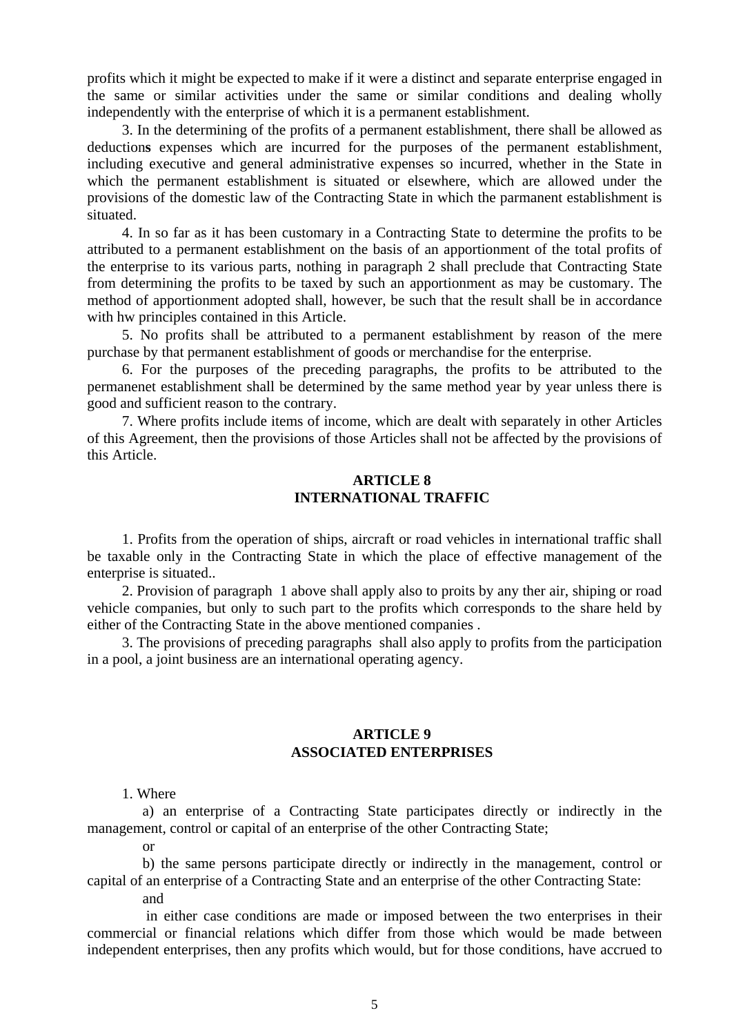profits which it might be expected to make if it were a distinct and separate enterprise engaged in the same or similar activities under the same or similar conditions and dealing wholly independently with the enterprise of which it is a permanent establishment.

3. In the determining of the profits of a permanent establishment, there shall be allowed as deduction**s** expenses which are incurred for the purposes of the permanent establishment, including executive and general administrative expenses so incurred, whether in the State in which the permanent establishment is situated or elsewhere, which are allowed under the provisions of the domestic law of the Contracting State in which the parmanent establishment is situated.

4. In so far as it has been customary in a Contracting State to determine the profits to be attributed to a permanent establishment on the basis of an apportionment of the total profits of the enterprise to its various parts, nothing in paragraph 2 shall preclude that Contracting State from determining the profits to be taxed by such an apportionment as may be customary. The method of apportionment adopted shall, however, be such that the result shall be in accordance with hw principles contained in this Article.

5. No profits shall be attributed to a permanent establishment by reason of the mere purchase by that permanent establishment of goods or merchandise for the enterprise.

6. For the purposes of the preceding paragraphs, the profits to be attributed to the permanenet establishment shall be determined by the same method year by year unless there is good and sufficient reason to the contrary.

7. Where profits include items of income, which are dealt with separately in other Articles of this Agreement, then the provisions of those Articles shall not be affected by the provisions of this Article.

## ARTICLE 8
## INTERNATIONAL TRAFFIC

1. Profits from the operation of ships, aircraft or road vehicles in international traffic shall be taxable only in the Contracting State in which the place of effective management of the enterprise is situated..

2. Provision of paragraph 1 above shall apply also to proits by any ther air, shiping or road vehicle companies, but only to such part to the profits which corresponds to the share held by either of the Contracting State in the above mentioned companies .

3. The provisions of preceding paragraphs shall also apply to profits from the participation in a pool, a joint business are an international operating agency.

## ARTICLE 9
## ASSOCIATED ENTERPRISES

1. Where

a) an enterprise of a Contracting State participates directly or indirectly in the management, control or capital of an enterprise of the other Contracting State;

or

b) the same persons participate directly or indirectly in the management, control or capital of an enterprise of a Contracting State and an enterprise of the other Contracting State:

and

in either case conditions are made or imposed between the two enterprises in their commercial or financial relations which differ from those which would be made between independent enterprises, then any profits which would, but for those conditions, have accrued to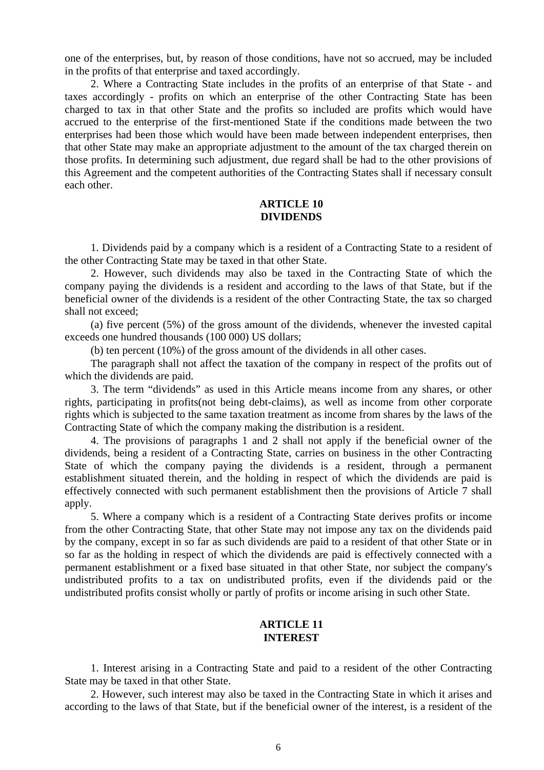one of the enterprises, but, by reason of those conditions, have not so accrued, may be included in the profits of that enterprise and taxed accordingly.

2. Where a Contracting State includes in the profits of an enterprise of that State - and taxes accordingly - profits on which an enterprise of the other Contracting State has been charged to tax in that other State and the profits so included are profits which would have accrued to the enterprise of the first-mentioned State if the conditions made between the two enterprises had been those which would have been made between independent enterprises, then that other State may make an appropriate adjustment to the amount of the tax charged therein on those profits. In determining such adjustment, due regard shall be had to the other provisions of this Agreement and the competent authorities of the Contracting States shall if necessary consult each other.

## ARTICLE 10
## DIVIDENDS

1. Dividends paid by a company which is a resident of a Contracting State to a resident of the other Contracting State may be taxed in that other State.

2. However, such dividends may also be taxed in the Contracting State of which the company paying the dividends is a resident and according to the laws of that State, but if the beneficial owner of the dividends is a resident of the other Contracting State, the tax so charged shall not exceed;

(a) five percent (5%) of the gross amount of the dividends, whenever the invested capital exceeds one hundred thousands (100 000) US dollars;

(b) ten percent (10%) of the gross amount of the dividends in all other cases.

The paragraph shall not affect the taxation of the company in respect of the profits out of which the dividends are paid.

3. The term “dividends” as used in this Article means income from any shares, or other rights, participating in profits(not being debt-claims), as well as income from other corporate rights which is subjected to the same taxation treatment as income from shares by the laws of the Contracting State of which the company making the distribution is a resident.

4. The provisions of paragraphs 1 and 2 shall not apply if the beneficial owner of the dividends, being a resident of a Contracting State, carries on business in the other Contracting State of which the company paying the dividends is a resident, through a permanent establishment situated therein, and the holding in respect of which the dividends are paid is effectively connected with such permanent establishment then the provisions of Article 7 shall apply.

5. Where a company which is a resident of a Contracting State derives profits or income from the other Contracting State, that other State may not impose any tax on the dividends paid by the company, except in so far as such dividends are paid to a resident of that other State or in so far as the holding in respect of which the dividends are paid is effectively connected with a permanent establishment or a fixed base situated in that other State, nor subject the company's undistributed profits to a tax on undistributed profits, even if the dividends paid or the undistributed profits consist wholly or partly of profits or income arising in such other State.

## ARTICLE 11
## INTEREST

1. Interest arising in a Contracting State and paid to a resident of the other Contracting State may be taxed in that other State.

2. However, such interest may also be taxed in the Contracting State in which it arises and according to the laws of that State, but if the beneficial owner of the interest, is a resident of the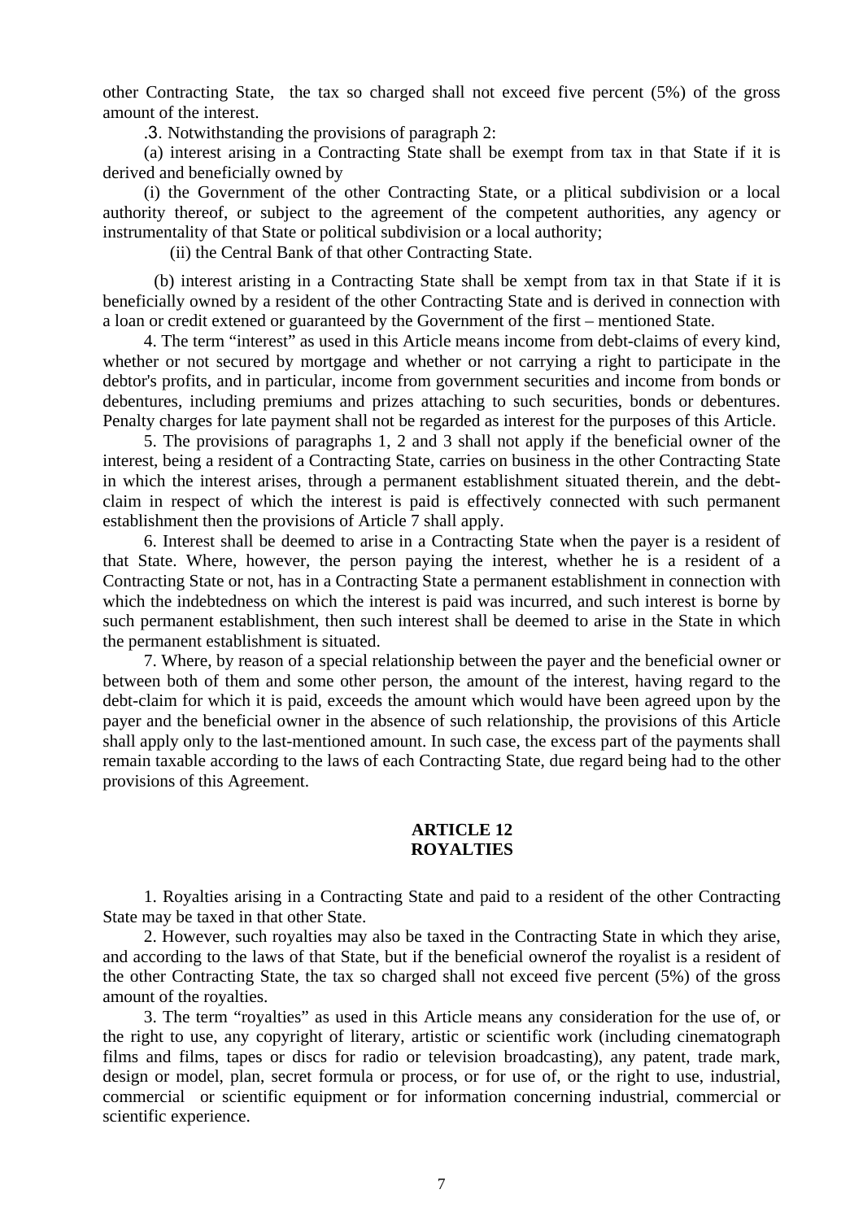other Contracting State, the tax so charged shall not exceed five percent (5%) of the gross amount of the interest.

.3. Notwithstanding the provisions of paragraph 2:

(a) interest arising in a Contracting State shall be exempt from tax in that State if it is derived and beneficially owned by

(i) the Government of the other Contracting State, or a plitical subdivision or a local authority thereof, or subject to the agreement of the competent authorities, any agency or instrumentality of that State or political subdivision or a local authority;

(ii) the Central Bank of that other Contracting State.

(b) interest aristing in a Contracting State shall be xempt from tax in that State if it is beneficially owned by a resident of the other Contracting State and is derived in connection with a loan or credit extened or guaranteed by the Government of the first – mentioned State.

4. The term "interest" as used in this Article means income from debt-claims of every kind, whether or not secured by mortgage and whether or not carrying a right to participate in the debtor's profits, and in particular, income from government securities and income from bonds or debentures, including premiums and prizes attaching to such securities, bonds or debentures. Penalty charges for late payment shall not be regarded as interest for the purposes of this Article.

5. The provisions of paragraphs 1, 2 and 3 shall not apply if the beneficial owner of the interest, being a resident of a Contracting State, carries on business in the other Contracting State in which the interest arises, through a permanent establishment situated therein, and the debt-claim in respect of which the interest is paid is effectively connected with such permanent establishment then the provisions of Article 7 shall apply.

6. Interest shall be deemed to arise in a Contracting State when the payer is a resident of that State. Where, however, the person paying the interest, whether he is a resident of a Contracting State or not, has in a Contracting State a permanent establishment in connection with which the indebtedness on which the interest is paid was incurred, and such interest is borne by such permanent establishment, then such interest shall be deemed to arise in the State in which the permanent establishment is situated.

7. Where, by reason of a special relationship between the payer and the beneficial owner or between both of them and some other person, the amount of the interest, having regard to the debt-claim for which it is paid, exceeds the amount which would have been agreed upon by the payer and the beneficial owner in the absence of such relationship, the provisions of this Article shall apply only to the last-mentioned amount. In such case, the excess part of the payments shall remain taxable according to the laws of each Contracting State, due regard being had to the other provisions of this Agreement.

## ARTICLE 12
## ROYALTIES

1. Royalties arising in a Contracting State and paid to a resident of the other Contracting State may be taxed in that other State.

2. However, such royalties may also be taxed in the Contracting State in which they arise, and according to the laws of that State, but if the beneficial ownerof the royalist is a resident of the other Contracting State, the tax so charged shall not exceed five percent (5%) of the gross amount of the royalties.

3. The term "royalties" as used in this Article means any consideration for the use of, or the right to use, any copyright of literary, artistic or scientific work (including cinematograph films and films, tapes or discs for radio or television broadcasting), any patent, trade mark, design or model, plan, secret formula or process, or for use of, or the right to use, industrial, commercial or scientific equipment or for information concerning industrial, commercial or scientific experience.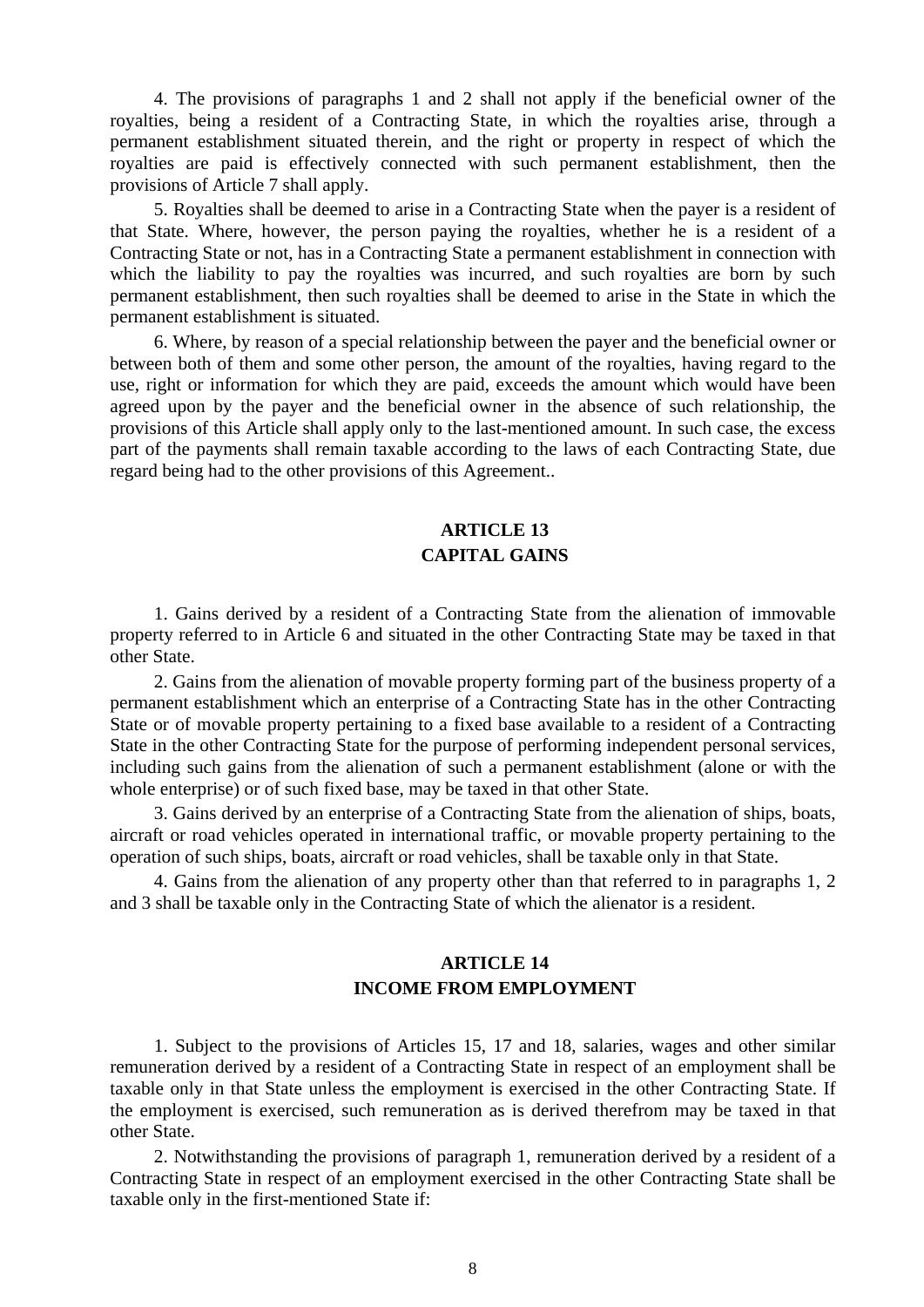4. The provisions of paragraphs 1 and 2 shall not apply if the beneficial owner of the royalties, being a resident of a Contracting State, in which the royalties arise, through a permanent establishment situated therein, and the right or property in respect of which the royalties are paid is effectively connected with such permanent establishment, then the provisions of Article 7 shall apply.

5. Royalties shall be deemed to arise in a Contracting State when the payer is a resident of that State. Where, however, the person paying the royalties, whether he is a resident of a Contracting State or not, has in a Contracting State a permanent establishment in connection with which the liability to pay the royalties was incurred, and such royalties are born by such permanent establishment, then such royalties shall be deemed to arise in the State in which the permanent establishment is situated.

6. Where, by reason of a special relationship between the payer and the beneficial owner or between both of them and some other person, the amount of the royalties, having regard to the use, right or information for which they are paid, exceeds the amount which would have been agreed upon by the payer and the beneficial owner in the absence of such relationship, the provisions of this Article shall apply only to the last-mentioned amount. In such case, the excess part of the payments shall remain taxable according to the laws of each Contracting State, due regard being had to the other provisions of this Agreement..

## ARTICLE 13
## CAPITAL GAINS

1. Gains derived by a resident of a Contracting State from the alienation of immovable property referred to in Article 6 and situated in the other Contracting State may be taxed in that other State.

2. Gains from the alienation of movable property forming part of the business property of a permanent establishment which an enterprise of a Contracting State has in the other Contracting State or of movable property pertaining to a fixed base available to a resident of a Contracting State in the other Contracting State for the purpose of performing independent personal services, including such gains from the alienation of such a permanent establishment (alone or with the whole enterprise) or of such fixed base, may be taxed in that other State.

3. Gains derived by an enterprise of a Contracting State from the alienation of ships, boats, aircraft or road vehicles operated in international traffic, or movable property pertaining to the operation of such ships, boats, aircraft or road vehicles, shall be taxable only in that State.

4. Gains from the alienation of any property other than that referred to in paragraphs 1, 2 and 3 shall be taxable only in the Contracting State of which the alienator is a resident.

## ARTICLE 14
## INCOME FROM EMPLOYMENT

1. Subject to the provisions of Articles 15, 17 and 18, salaries, wages and other similar remuneration derived by a resident of a Contracting State in respect of an employment shall be taxable only in that State unless the employment is exercised in the other Contracting State. If the employment is exercised, such remuneration as is derived therefrom may be taxed in that other State.

2. Notwithstanding the provisions of paragraph 1, remuneration derived by a resident of a Contracting State in respect of an employment exercised in the other Contracting State shall be taxable only in the first-mentioned State if: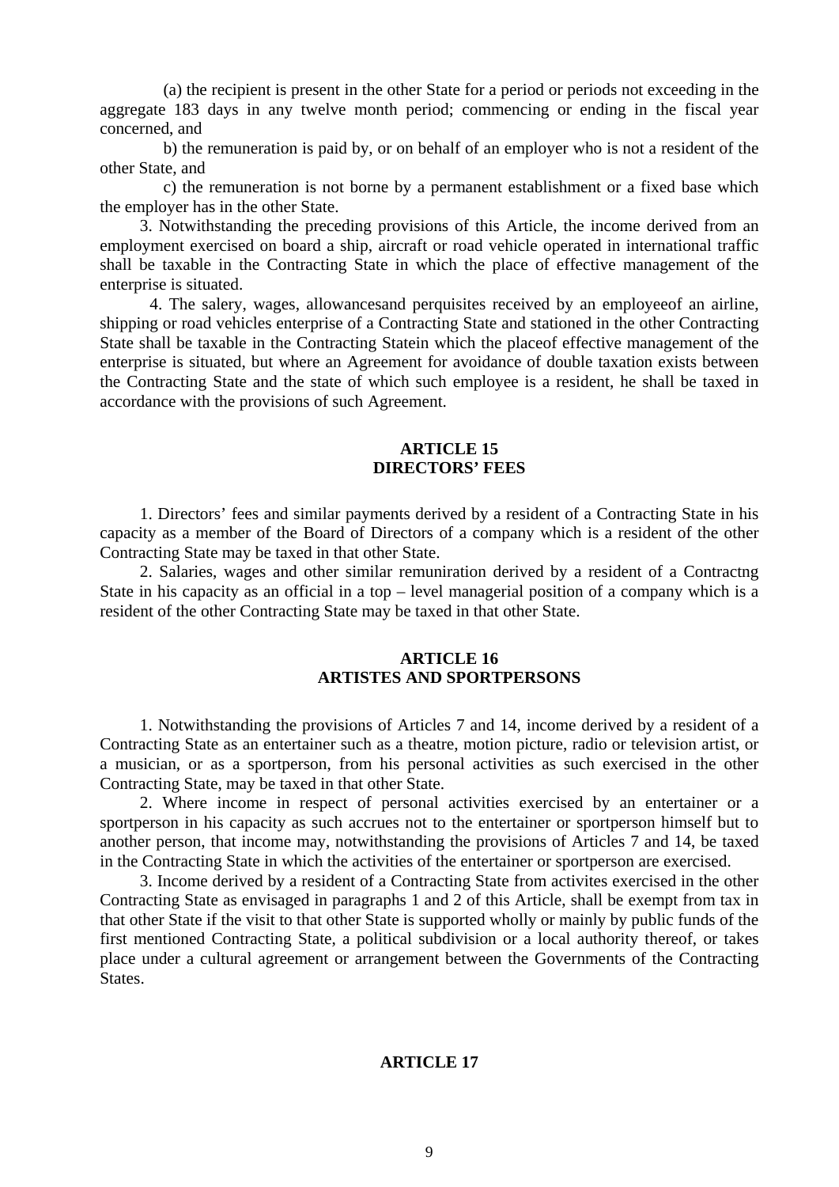(a) the recipient is present in the other State for a period or periods not exceeding in the aggregate 183 days in any twelve month period; commencing or ending in the fiscal year concerned, and

b) the remuneration is paid by, or on behalf of an employer who is not a resident of the other State, and

c) the remuneration is not borne by a permanent establishment or a fixed base which the employer has in the other State.

3. Notwithstanding the preceding provisions of this Article, the income derived from an employment exercised on board a ship, aircraft or road vehicle operated in international traffic shall be taxable in the Contracting State in which the place of effective management of the enterprise is situated.

4. The salery, wages, allowancesand perquisites received by an employeeof an airline, shipping or road vehicles enterprise of a Contracting State and stationed in the other Contracting State shall be taxable in the Contracting Statein which the placeof effective management of the enterprise is situated, but where an Agreement for avoidance of double taxation exists between the Contracting State and the state of which such employee is a resident, he shall be taxed in accordance with the provisions of such Agreement.

**ARTICLE 15**
**DIRECTORS' FEES**

1. Directors' fees and similar payments derived by a resident of a Contracting State in his capacity as a member of the Board of Directors of a company which is a resident of the other Contracting State may be taxed in that other State.

2. Salaries, wages and other similar remuniration derived by a resident of a Contractng State in his capacity as an official in a top – level managerial position of a company which is a resident of the other Contracting State may be taxed in that other State.

**ARTICLE 16**
**ARTISTES AND SPORTPERSONS**

1. Notwithstanding the provisions of Articles 7 and 14, income derived by a resident of a Contracting State as an entertainer such as a theatre, motion picture, radio or television artist, or a musician, or as a sportperson, from his personal activities as such exercised in the other Contracting State, may be taxed in that other State.

2. Where income in respect of personal activities exercised by an entertainer or a sportperson in his capacity as such accrues not to the entertainer or sportperson himself but to another person, that income may, notwithstanding the provisions of Articles 7 and 14, be taxed in the Contracting State in which the activities of the entertainer or sportperson are exercised.

3. Income derived by a resident of a Contracting State from activites exercised in the other Contracting State as envisaged in paragraphs 1 and 2 of this Article, shall be exempt from tax in that other State if the visit to that other State is supported wholly or mainly by public funds of the first mentioned Contracting State, a political subdivision or a local authority thereof, or takes place under a cultural agreement or arrangement between the Governments of the Contracting States.

**ARTICLE 17**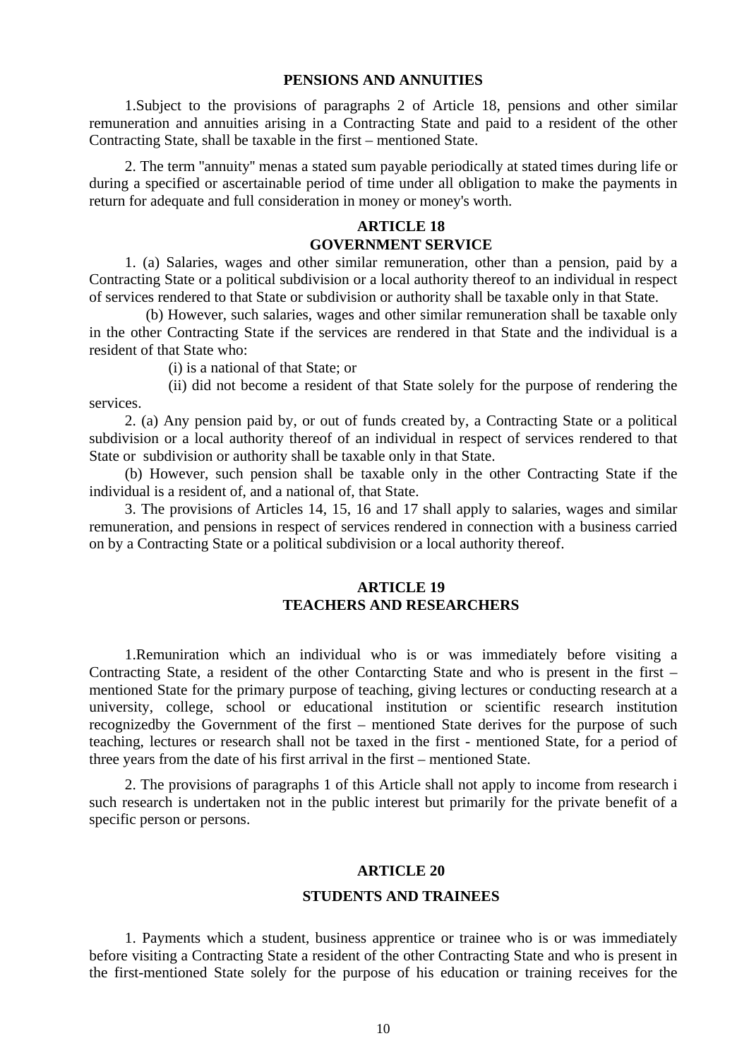**PENSIONS AND ANNUITIES**

1.Subject to the provisions of paragraphs 2 of Article 18, pensions and other similar remuneration and annuities arising in a Contracting State and paid to a resident of the other Contracting State, shall be taxable in the first – mentioned State.

2. The term "annuity" menas a stated sum payable periodically at stated times during life or during a specified or ascertainable period of time under all obligation to make the payments in return for adequate and full consideration in money or money's worth.

## ARTICLE 18
## GOVERNMENT SERVICE

1. (a) Salaries, wages and other similar remuneration, other than a pension, paid by a Contracting State or a political subdivision or a local authority thereof to an individual in respect of services rendered to that State or subdivision or authority shall be taxable only in that State.

(b) However, such salaries, wages and other similar remuneration shall be taxable only in the other Contracting State if the services are rendered in that State and the individual is a resident of that State who:

(i) is a national of that State; or

(ii) did not become a resident of that State solely for the purpose of rendering the services.

2. (a) Any pension paid by, or out of funds created by, a Contracting State or a political subdivision or a local authority thereof of an individual in respect of services rendered to that State or subdivision or authority shall be taxable only in that State.

(b) However, such pension shall be taxable only in the other Contracting State if the individual is a resident of, and a national of, that State.

3. The provisions of Articles 14, 15, 16 and 17 shall apply to salaries, wages and similar remuneration, and pensions in respect of services rendered in connection with a business carried on by a Contracting State or a political subdivision or a local authority thereof.

## ARTICLE 19
## TEACHERS AND RESEARCHERS

1.Remuniration which an individual who is or was immediately before visiting a Contracting State, a resident of the other Contarcting State and who is present in the first – mentioned State for the primary purpose of teaching, giving lectures or conducting research at a university, college, school or educational institution or scientific research institution recognizedby the Government of the first – mentioned State derives for the purpose of such teaching, lectures or research shall not be taxed in the first - mentioned State, for a period of three years from the date of his first arrival in the first – mentioned State.

2. The provisions of paragraphs 1 of this Article shall not apply to income from research i such research is undertaken not in the public interest but primarily for the private benefit of a specific person or persons.

## ARTICLE 20

## STUDENTS AND TRAINEES

1. Payments which a student, business apprentice or trainee who is or was immediately before visiting a Contracting State a resident of the other Contracting State and who is present in the first-mentioned State solely for the purpose of his education or training receives for the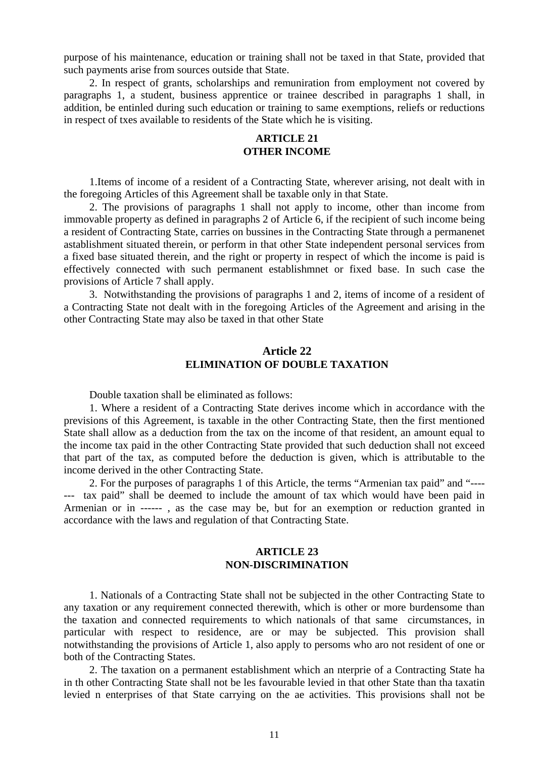purpose of his maintenance, education or training shall not be taxed in that State, provided that such payments arise from sources outside that State.

2. In respect of grants, scholarships and remuniration from employment not covered by paragraphs 1, a student, business apprentice or trainee described in paragraphs 1 shall, in addition, be entinled during such education or training to same exemptions, reliefs or reductions in respect of txes available to residents of the State which he is visiting.

## ARTICLE 21
## OTHER INCOME

1.Items of income of a resident of a Contracting State, wherever arising, not dealt with in the foregoing Articles of this Agreement shall be taxable only in that State.

2. The provisions of paragraphs 1 shall not apply to income, other than income from immovable property as defined in paragraphs 2 of Article 6, if the recipient of such income being a resident of Contracting State, carries on bussines in the Contracting State through a permanenet astablishment situated therein, or perform in that other State independent personal services from a fixed base situated therein, and the right or property in respect of which the income is paid is effectively connected with such permanent establishmnet or fixed base. In such case the provisions of Article 7 shall apply.

3. Notwithstanding the provisions of paragraphs 1 and 2, items of income of a resident of a Contracting State not dealt with in the foregoing Articles of the Agreement and arising in the other Contracting State may also be taxed in that other State

## Article 22
## ELIMINATION OF DOUBLE TAXATION

Double taxation shall be eliminated as follows:

1. Where a resident of a Contracting State derives income which in accordance with the previsions of this Agreement, is taxable in the other Contracting State, then the first mentioned State shall allow as a deduction from the tax on the income of that resident, an amount equal to the income tax paid in the other Contracting State provided that such deduction shall not exceed that part of the tax, as computed before the deduction is given, which is attributable to the income derived in the other Contracting State.

2. For the purposes of paragraphs 1 of this Article, the terms "Armenian tax paid" and "------- tax paid" shall be deemed to include the amount of tax which would have been paid in Armenian or in ------ , as the case may be, but for an exemption or reduction granted in accordance with the laws and regulation of that Contracting State.

## ARTICLE 23
## NON-DISCRIMINATION

1. Nationals of a Contracting State shall not be subjected in the other Contracting State to any taxation or any requirement connected therewith, which is other or more burdensome than the taxation and connected requirements to which nationals of that same circumstances, in particular with respect to residence, are or may be subjected. This provision shall notwithstanding the provisions of Article 1, also apply to persoms who aro not resident of one or both of the Contracting States.

2. The taxation on a permanent establishment which an nterprie of a Contracting State ha in th other Contracting State shall not be les favourable levied in that other State than tha taxatin levied n enterprises of that State carrying on the ae activities. This provisions shall not be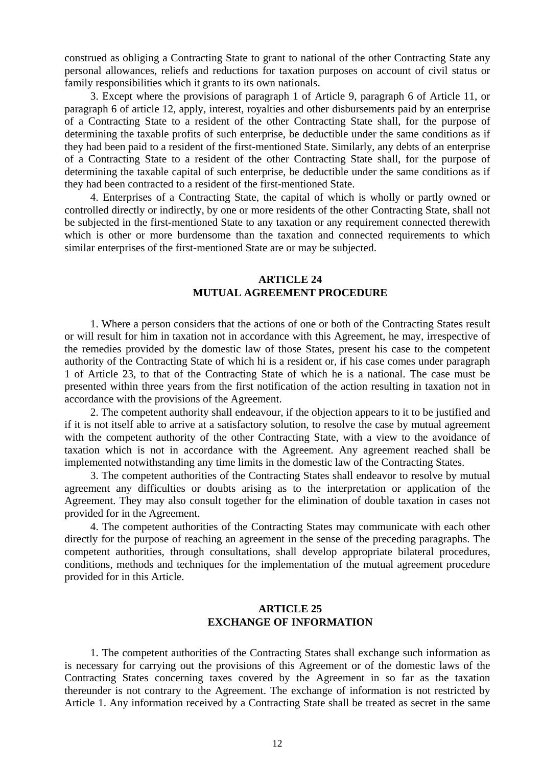construed as obliging a Contracting State to grant to national of the other Contracting State any personal allowances, reliefs and reductions for taxation purposes on account of civil status or family responsibilities which it grants to its own nationals.

3. Except where the provisions of paragraph 1 of Article 9, paragraph 6 of Article 11, or paragraph 6 of article 12, apply, interest, royalties and other disbursements paid by an enterprise of a Contracting State to a resident of the other Contracting State shall, for the purpose of determining the taxable profits of such enterprise, be deductible under the same conditions as if they had been paid to a resident of the first-mentioned State. Similarly, any debts of an enterprise of a Contracting State to a resident of the other Contracting State shall, for the purpose of determining the taxable capital of such enterprise, be deductible under the same conditions as if they had been contracted to a resident of the first-mentioned State.

4. Enterprises of a Contracting State, the capital of which is wholly or partly owned or controlled directly or indirectly, by one or more residents of the other Contracting State, shall not be subjected in the first-mentioned State to any taxation or any requirement connected therewith which is other or more burdensome than the taxation and connected requirements to which similar enterprises of the first-mentioned State are or may be subjected.

## ARTICLE 24
## MUTUAL AGREEMENT PROCEDURE

1. Where a person considers that the actions of one or both of the Contracting States result or will result for him in taxation not in accordance with this Agreement, he may, irrespective of the remedies provided by the domestic law of those States, present his case to the competent authority of the Contracting State of which hi is a resident or, if his case comes under paragraph 1 of Article 23, to that of the Contracting State of which he is a national. The case must be presented within three years from the first notification of the action resulting in taxation not in accordance with the provisions of the Agreement.

2. The competent authority shall endeavour, if the objection appears to it to be justified and if it is not itself able to arrive at a satisfactory solution, to resolve the case by mutual agreement with the competent authority of the other Contracting State, with a view to the avoidance of taxation which is not in accordance with the Agreement. Any agreement reached shall be implemented notwithstanding any time limits in the domestic law of the Contracting States.

3. The competent authorities of the Contracting States shall endeavor to resolve by mutual agreement any difficulties or doubts arising as to the interpretation or application of the Agreement. They may also consult together for the elimination of double taxation in cases not provided for in the Agreement.

4. The competent authorities of the Contracting States may communicate with each other directly for the purpose of reaching an agreement in the sense of the preceding paragraphs. The competent authorities, through consultations, shall develop appropriate bilateral procedures, conditions, methods and techniques for the implementation of the mutual agreement procedure provided for in this Article.

## ARTICLE 25
## EXCHANGE OF INFORMATION

1. The competent authorities of the Contracting States shall exchange such information as is necessary for carrying out the provisions of this Agreement or of the domestic laws of the Contracting States concerning taxes covered by the Agreement in so far as the taxation thereunder is not contrary to the Agreement. The exchange of information is not restricted by Article 1. Any information received by a Contracting State shall be treated as secret in the same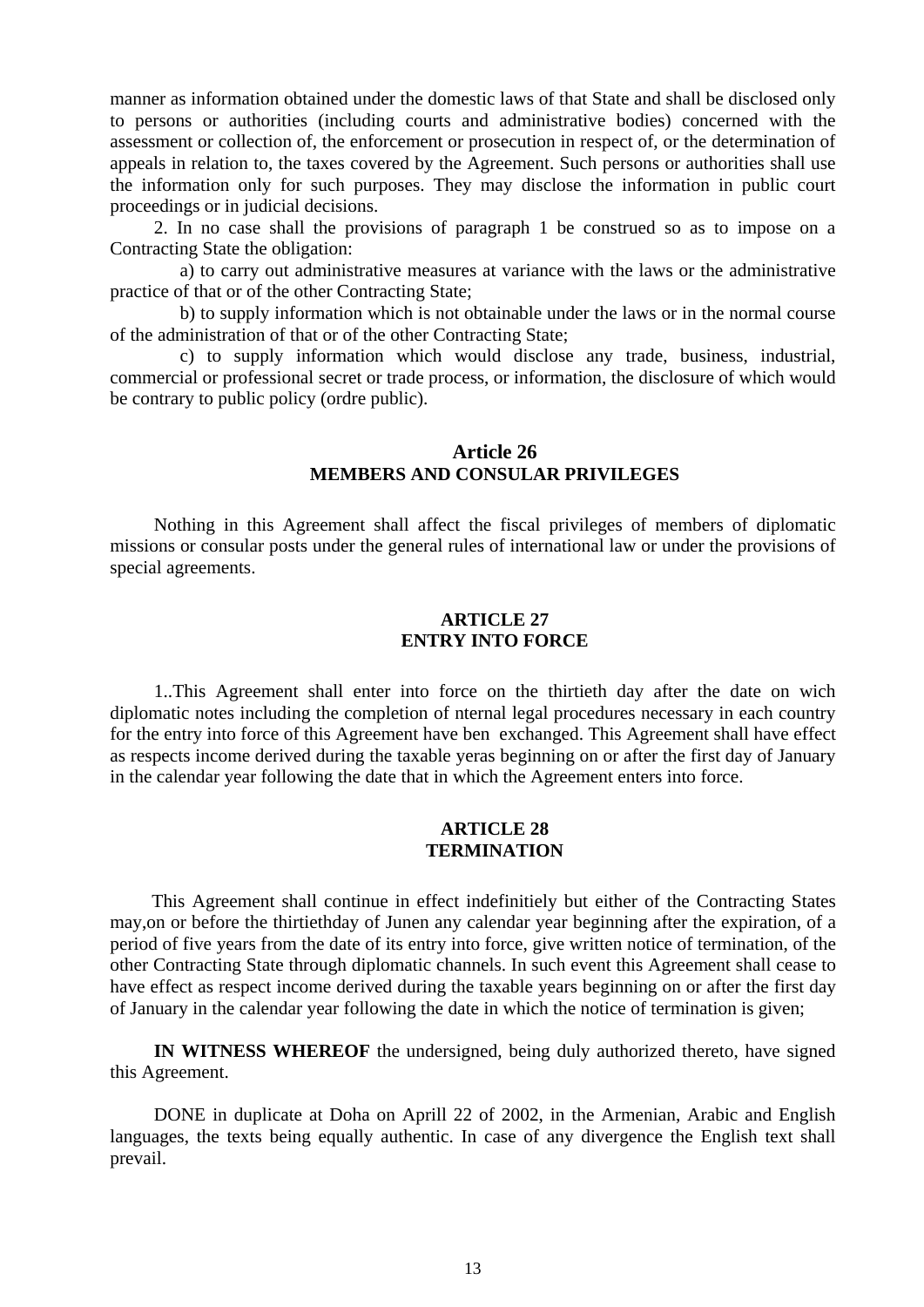manner as information obtained under the domestic laws of that State and shall be disclosed only to persons or authorities (including courts and administrative bodies) concerned with the assessment or collection of, the enforcement or prosecution in respect of, or the determination of appeals in relation to, the taxes covered by the Agreement. Such persons or authorities shall use the information only for such purposes. They may disclose the information in public court proceedings or in judicial decisions.

2. In no case shall the provisions of paragraph 1 be construed so as to impose on a Contracting State the obligation:

a) to carry out administrative measures at variance with the laws or the administrative practice of that or of the other Contracting State;

b) to supply information which is not obtainable under the laws or in the normal course of the administration of that or of the other Contracting State;

c) to supply information which would disclose any trade, business, industrial, commercial or professional secret or trade process, or information, the disclosure of which would be contrary to public policy (ordre public).

## Article 26
## MEMBERS AND CONSULAR PRIVILEGES

Nothing in this Agreement shall affect the fiscal privileges of members of diplomatic missions or consular posts under the general rules of international law or under the provisions of special agreements.

## ARTICLE 27
## ENTRY INTO FORCE

1..This Agreement shall enter into force on the thirtieth day after the date on wich diplomatic notes including the completion of nternal legal procedures necessary in each country for the entry into force of this Agreement have ben exchanged. This Agreement shall have effect as respects income derived during the taxable yeras beginning on or after the first day of January in the calendar year following the date that in which the Agreement enters into force.

## ARTICLE 28
## TERMINATION

This Agreement shall continue in effect indefinitiely but either of the Contracting States may,on or before the thirtiethday of Junen any calendar year beginning after the expiration, of a period of five years from the date of its entry into force, give written notice of termination, of the other Contracting State through diplomatic channels. In such event this Agreement shall cease to have effect as respect income derived during the taxable years beginning on or after the first day of January in the calendar year following the date in which the notice of termination is given;

**IN WITNESS WHEREOF** the undersigned, being duly authorized thereto, have signed this Agreement.

DONE in duplicate at Doha on Aprill 22 of 2002, in the Armenian, Arabic and English languages, the texts being equally authentic. In case of any divergence the English text shall prevail.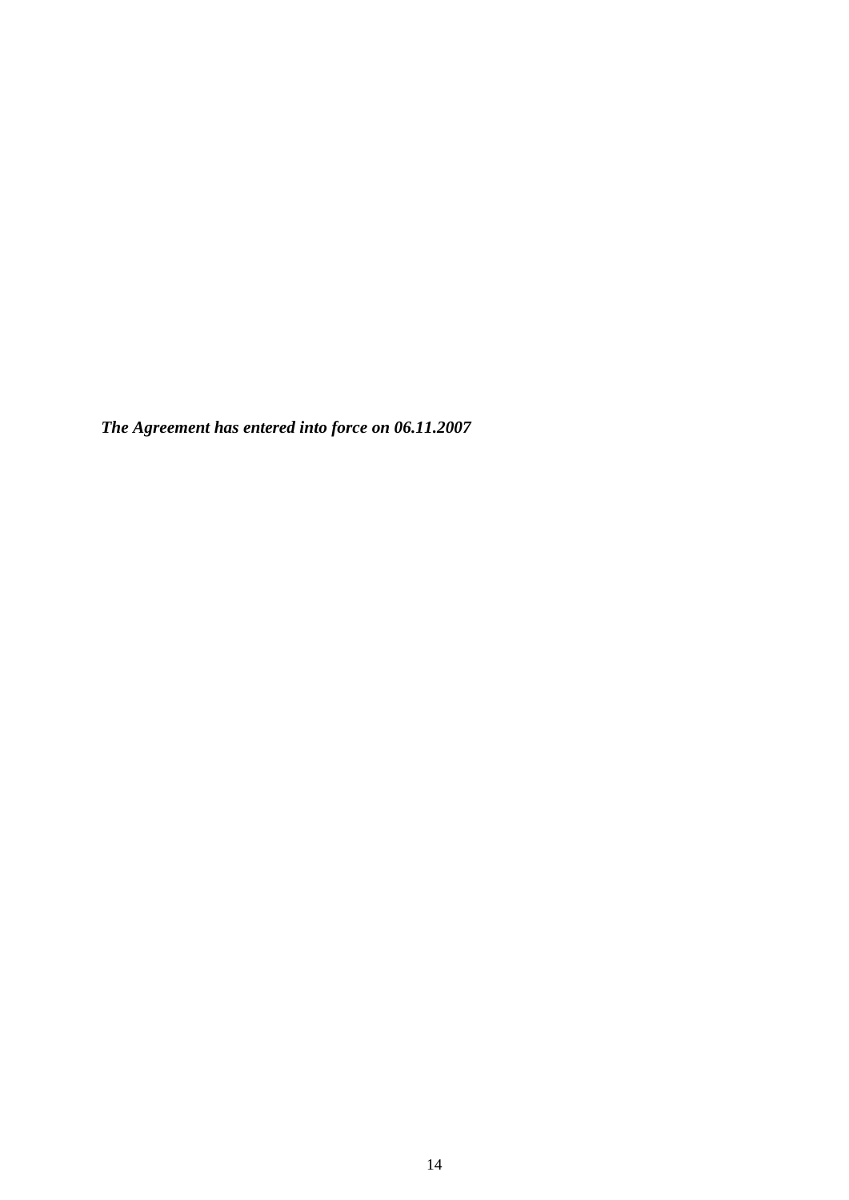***The Agreement has entered into force on 06.11.2007***